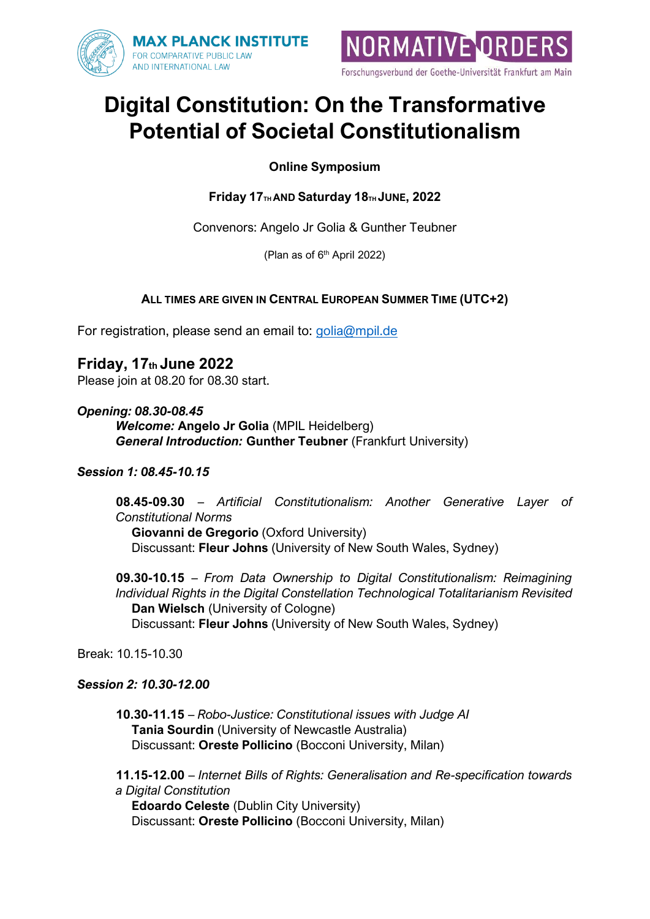MAX PLANCK INSTITUTE FOR COMPARATIVE PUBLIC LAW AND INTERNATIONAL LAW

NORMATIVE ORDERS
Forschungsverbund der Goethe-Universität Frankfurt am Main

# Digital Constitution: On the Transformative Potential of Societal Constitutionalism

**Online Symposium**

**Friday 17TH AND Saturday 18TH JUNE, 2022**

Convenors: Angelo Jr Golia & Gunther Teubner

(Plan as of 6th April 2022)

**ALL TIMES ARE GIVEN IN CENTRAL EUROPEAN SUMMER TIME (UTC+2)**

For registration, please send an email to: golia@mpil.de

## Friday, 17th June 2022

Please join at 08.20 for 08.30 start.

***Opening: 08.30-08.45***

***Welcome:*** **Angelo Jr Golia** (MPIL Heidelberg)
***General Introduction:*** **Gunther Teubner** (Frankfurt University)

***Session 1: 08.45-10.15***

**08.45-09.30** – *Artificial Constitutionalism: Another Generative Layer of Constitutional Norms*
**Giovanni de Gregorio** (Oxford University)
Discussant: **Fleur Johns** (University of New South Wales, Sydney)

**09.30-10.15** – *From Data Ownership to Digital Constitutionalism: Reimagining Individual Rights in the Digital Constellation Technological Totalitarianism Revisited*
**Dan Wielsch** (University of Cologne)
Discussant: **Fleur Johns** (University of New South Wales, Sydney)

Break: 10.15-10.30

***Session 2: 10.30-12.00***

**10.30-11.15** – *Robo-Justice: Constitutional issues with Judge AI*
**Tania Sourdin** (University of Newcastle Australia)
Discussant: **Oreste Pollicino** (Bocconi University, Milan)

**11.15-12.00** – *Internet Bills of Rights: Generalisation and Re-specification towards a Digital Constitution*
**Edoardo Celeste** (Dublin City University)
Discussant: **Oreste Pollicino** (Bocconi University, Milan)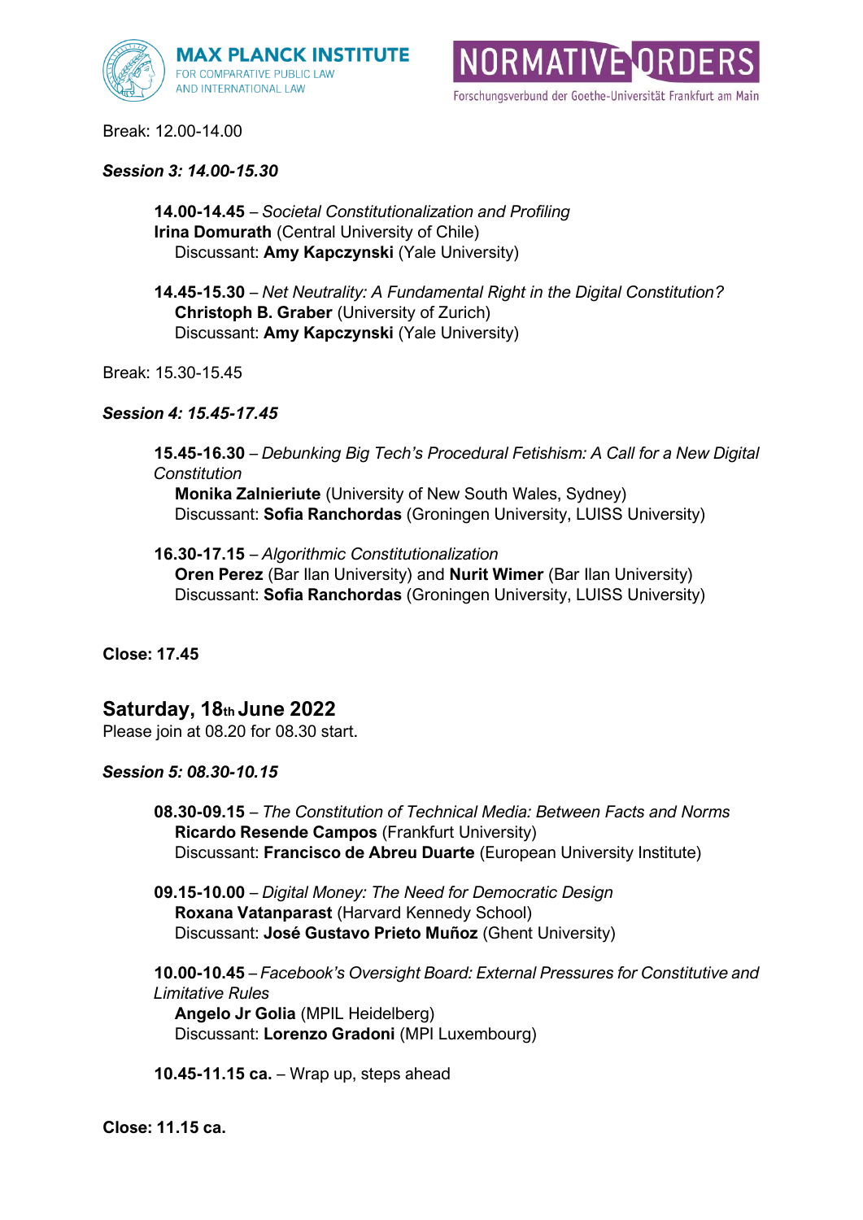Break: 12.00-14.00

***Session 3: 14.00-15.30***

**14.00-14.45** – *Societal Constitutionalization and Profiling*
**Irina Domurath** (Central University of Chile)
Discussant: **Amy Kapczynski** (Yale University)

**14.45-15.30** – *Net Neutrality: A Fundamental Right in the Digital Constitution?*
**Christoph B. Graber** (University of Zurich)
Discussant: **Amy Kapczynski** (Yale University)

Break: 15.30-15.45

***Session 4: 15.45-17.45***

**15.45-16.30** – *Debunking Big Tech's Procedural Fetishism: A Call for a New Digital Constitution*
**Monika Zalnieriute** (University of New South Wales, Sydney)
Discussant: **Sofia Ranchordas** (Groningen University, LUISS University)

**16.30-17.15** – *Algorithmic Constitutionalization*
**Oren Perez** (Bar Ilan University) and **Nurit Wimer** (Bar Ilan University)
Discussant: **Sofia Ranchordas** (Groningen University, LUISS University)

**Close: 17.45**

## Saturday, 18th June 2022

Please join at 08.20 for 08.30 start.

***Session 5: 08.30-10.15***

**08.30-09.15** – *The Constitution of Technical Media: Between Facts and Norms*
**Ricardo Resende Campos** (Frankfurt University)
Discussant: **Francisco de Abreu Duarte** (European University Institute)

**09.15-10.00** – *Digital Money: The Need for Democratic Design*
**Roxana Vatanparast** (Harvard Kennedy School)
Discussant: **José Gustavo Prieto Muñoz** (Ghent University)

**10.00-10.45** – *Facebook's Oversight Board: External Pressures for Constitutive and Limitative Rules*
**Angelo Jr Golia** (MPIL Heidelberg)
Discussant: **Lorenzo Gradoni** (MPI Luxembourg)

**10.45-11.15 ca.** – Wrap up, steps ahead

**Close: 11.15 ca.**